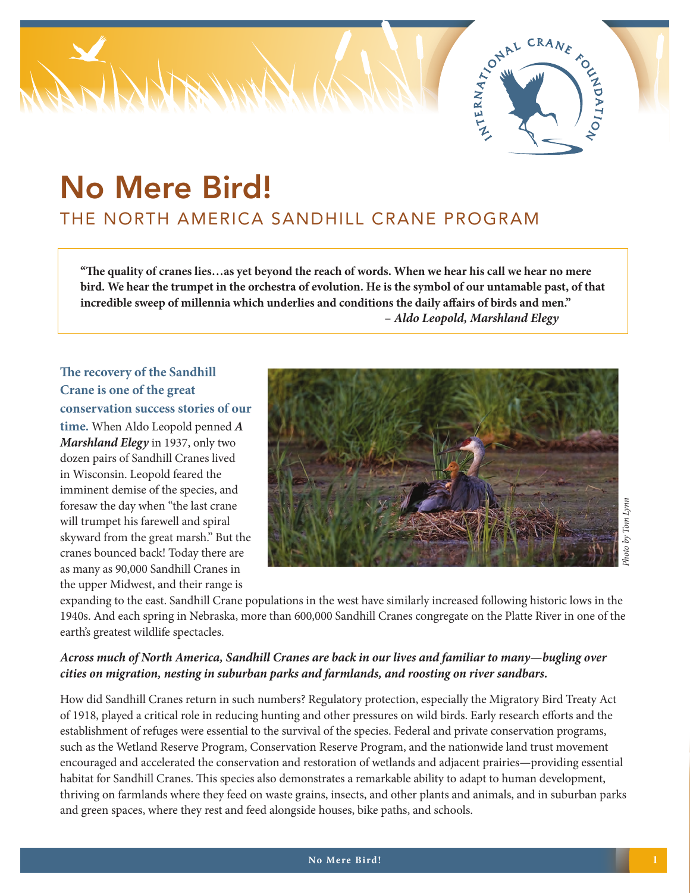# No Mere Bird!

## THE NORTH AMERICA SANDHILL CRANE PROGRAM

> **"The quality of cranes lies…as yet beyond the reach of words. When we hear his call we hear no mere bird. We hear the trumpet in the orchestra of evolution. He is the symbol of our untamable past, of that incredible sweep of millennia which underlies and conditions the daily affairs of birds and men."**
> – ***Aldo Leopold, Marshland Elegy***

**The recovery of the Sandhill Crane is one of the great conservation success stories of our time.** When Aldo Leopold penned ***A Marshland Elegy*** in 1937, only two dozen pairs of Sandhill Cranes lived in Wisconsin. Leopold feared the imminent demise of the species, and foresaw the day when "the last crane will trumpet his farewell and spiral skyward from the great marsh." But the cranes bounced back! Today there are as many as 90,000 Sandhill Cranes in the upper Midwest, and their range is expanding to the east. Sandhill Crane populations in the west have similarly increased following historic lows in the 1940s. And each spring in Nebraska, more than 600,000 Sandhill Cranes congregate on the Platte River in one of the earth's greatest wildlife spectacles.

*Photo by Tom Lynn*

***Across much of North America, Sandhill Cranes are back in our lives and familiar to many—bugling over cities on migration, nesting in suburban parks and farmlands, and roosting on river sandbars.***

How did Sandhill Cranes return in such numbers? Regulatory protection, especially the Migratory Bird Treaty Act of 1918, played a critical role in reducing hunting and other pressures on wild birds. Early research efforts and the establishment of refuges were essential to the survival of the species. Federal and private conservation programs, such as the Wetland Reserve Program, Conservation Reserve Program, and the nationwide land trust movement encouraged and accelerated the conservation and restoration of wetlands and adjacent prairies—providing essential habitat for Sandhill Cranes. This species also demonstrates a remarkable ability to adapt to human development, thriving on farmlands where they feed on waste grains, insects, and other plants and animals, and in suburban parks and green spaces, where they rest and feed alongside houses, bike paths, and schools.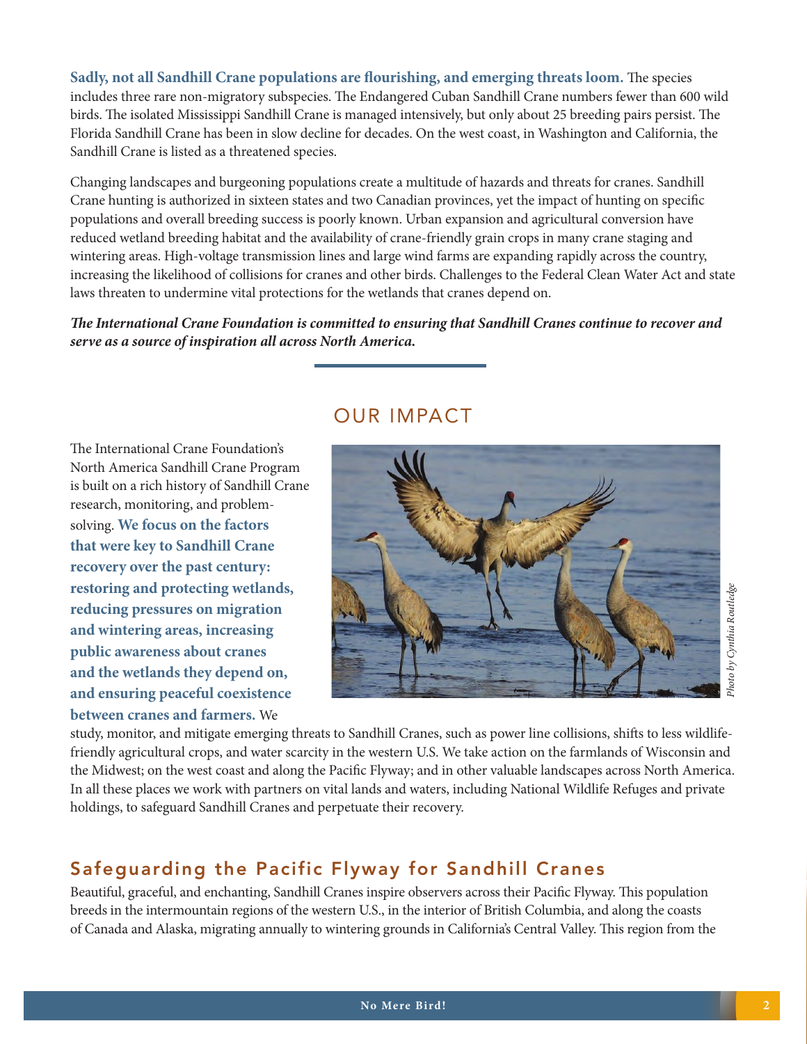**Sadly, not all Sandhill Crane populations are flourishing, and emerging threats loom.** The species includes three rare non-migratory subspecies. The Endangered Cuban Sandhill Crane numbers fewer than 600 wild birds. The isolated Mississippi Sandhill Crane is managed intensively, but only about 25 breeding pairs persist. The Florida Sandhill Crane has been in slow decline for decades. On the west coast, in Washington and California, the Sandhill Crane is listed as a threatened species.

Changing landscapes and burgeoning populations create a multitude of hazards and threats for cranes. Sandhill Crane hunting is authorized in sixteen states and two Canadian provinces, yet the impact of hunting on specific populations and overall breeding success is poorly known. Urban expansion and agricultural conversion have reduced wetland breeding habitat and the availability of crane-friendly grain crops in many crane staging and wintering areas. High-voltage transmission lines and large wind farms are expanding rapidly across the country, increasing the likelihood of collisions for cranes and other birds. Challenges to the Federal Clean Water Act and state laws threaten to undermine vital protections for the wetlands that cranes depend on.

***The International Crane Foundation is committed to ensuring that Sandhill Cranes continue to recover and serve as a source of inspiration all across North America.***

## OUR IMPACT

The International Crane Foundation's North America Sandhill Crane Program is built on a rich history of Sandhill Crane research, monitoring, and problem-solving. **We focus on the factors that were key to Sandhill Crane recovery over the past century: restoring and protecting wetlands, reducing pressures on migration and wintering areas, increasing public awareness about cranes and the wetlands they depend on, and ensuring peaceful coexistence between cranes and farmers.** We study, monitor, and mitigate emerging threats to Sandhill Cranes, such as power line collisions, shifts to less wildlife-friendly agricultural crops, and water scarcity in the western U.S. We take action on the farmlands of Wisconsin and the Midwest; on the west coast and along the Pacific Flyway; and in other valuable landscapes across North America. In all these places we work with partners on vital lands and waters, including National Wildlife Refuges and private holdings, to safeguard Sandhill Cranes and perpetuate their recovery.

*Photo by Cynthia Routledge*

## Safeguarding the Pacific Flyway for Sandhill Cranes

Beautiful, graceful, and enchanting, Sandhill Cranes inspire observers across their Pacific Flyway. This population breeds in the intermountain regions of the western U.S., in the interior of British Columbia, and along the coasts of Canada and Alaska, migrating annually to wintering grounds in California's Central Valley. This region from the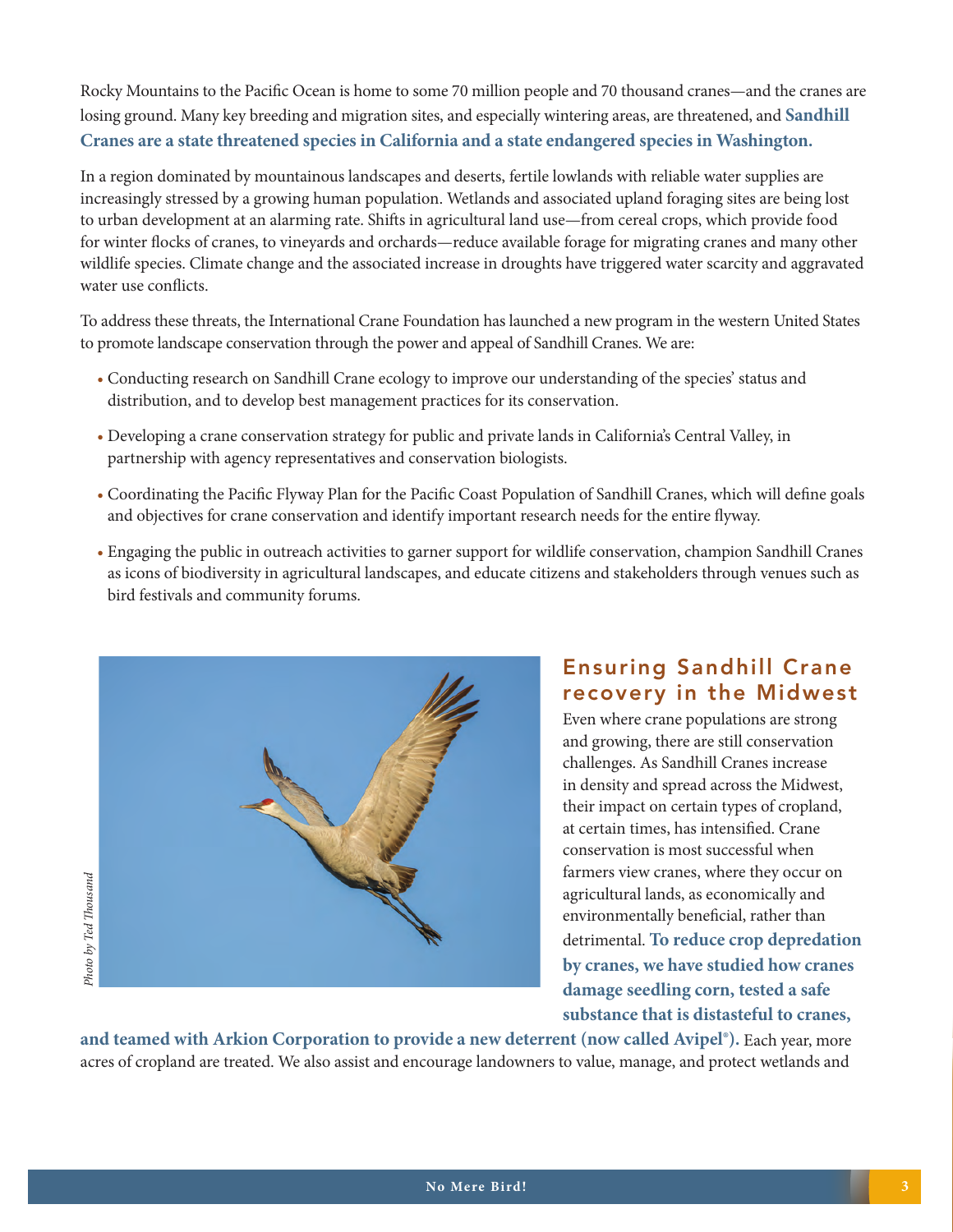Rocky Mountains to the Pacific Ocean is home to some 70 million people and 70 thousand cranes—and the cranes are losing ground. Many key breeding and migration sites, and especially wintering areas, are threatened, and **Sandhill Cranes are a state threatened species in California and a state endangered species in Washington.**

In a region dominated by mountainous landscapes and deserts, fertile lowlands with reliable water supplies are increasingly stressed by a growing human population. Wetlands and associated upland foraging sites are being lost to urban development at an alarming rate. Shifts in agricultural land use—from cereal crops, which provide food for winter flocks of cranes, to vineyards and orchards—reduce available forage for migrating cranes and many other wildlife species. Climate change and the associated increase in droughts have triggered water scarcity and aggravated water use conflicts.

To address these threats, the International Crane Foundation has launched a new program in the western United States to promote landscape conservation through the power and appeal of Sandhill Cranes. We are:

- Conducting research on Sandhill Crane ecology to improve our understanding of the species' status and distribution, and to develop best management practices for its conservation.
- Developing a crane conservation strategy for public and private lands in California's Central Valley, in partnership with agency representatives and conservation biologists.
- Coordinating the Pacific Flyway Plan for the Pacific Coast Population of Sandhill Cranes, which will define goals and objectives for crane conservation and identify important research needs for the entire flyway.
- Engaging the public in outreach activities to garner support for wildlife conservation, champion Sandhill Cranes as icons of biodiversity in agricultural landscapes, and educate citizens and stakeholders through venues such as bird festivals and community forums.

*Photo by Ted Thousand*

## Ensuring Sandhill Crane recovery in the Midwest

Even where crane populations are strong and growing, there are still conservation challenges. As Sandhill Cranes increase in density and spread across the Midwest, their impact on certain types of cropland, at certain times, has intensified. Crane conservation is most successful when farmers view cranes, where they occur on agricultural lands, as economically and environmentally beneficial, rather than detrimental. **To reduce crop depredation by cranes, we have studied how cranes damage seedling corn, tested a safe substance that is distasteful to cranes, and teamed with Arkion Corporation to provide a new deterrent (now called Avipel®).** Each year, more acres of cropland are treated. We also assist and encourage landowners to value, manage, and protect wetlands and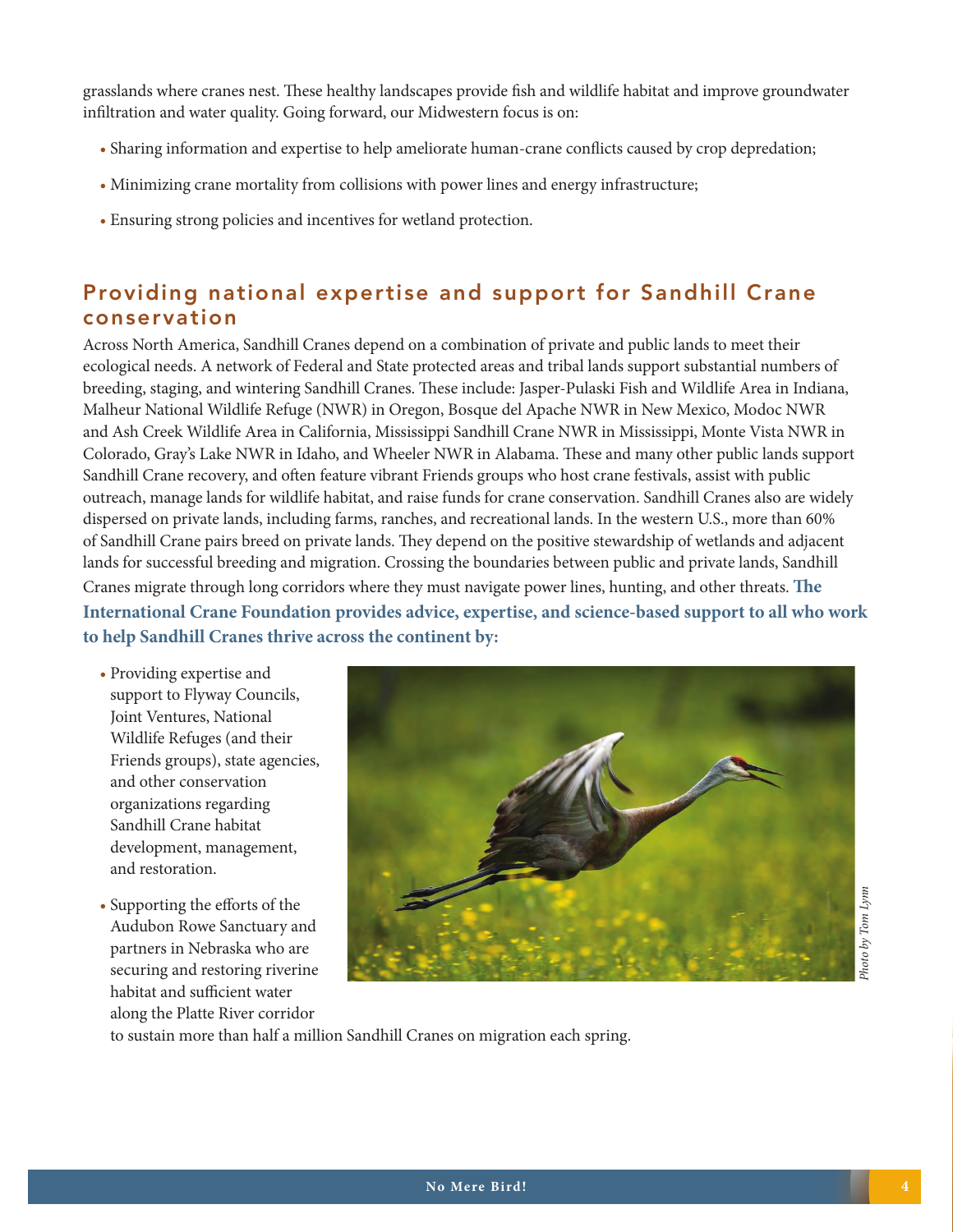grasslands where cranes nest. These healthy landscapes provide fish and wildlife habitat and improve groundwater infiltration and water quality. Going forward, our Midwestern focus is on:

- Sharing information and expertise to help ameliorate human-crane conflicts caused by crop depredation;
- Minimizing crane mortality from collisions with power lines and energy infrastructure;
- Ensuring strong policies and incentives for wetland protection.

## Providing national expertise and support for Sandhill Crane conservation

Across North America, Sandhill Cranes depend on a combination of private and public lands to meet their ecological needs. A network of Federal and State protected areas and tribal lands support substantial numbers of breeding, staging, and wintering Sandhill Cranes. These include: Jasper-Pulaski Fish and Wildlife Area in Indiana, Malheur National Wildlife Refuge (NWR) in Oregon, Bosque del Apache NWR in New Mexico, Modoc NWR and Ash Creek Wildlife Area in California, Mississippi Sandhill Crane NWR in Mississippi, Monte Vista NWR in Colorado, Gray's Lake NWR in Idaho, and Wheeler NWR in Alabama. These and many other public lands support Sandhill Crane recovery, and often feature vibrant Friends groups who host crane festivals, assist with public outreach, manage lands for wildlife habitat, and raise funds for crane conservation. Sandhill Cranes also are widely dispersed on private lands, including farms, ranches, and recreational lands. In the western U.S., more than 60% of Sandhill Crane pairs breed on private lands. They depend on the positive stewardship of wetlands and adjacent lands for successful breeding and migration. Crossing the boundaries between public and private lands, Sandhill Cranes migrate through long corridors where they must navigate power lines, hunting, and other threats. **The International Crane Foundation provides advice, expertise, and science-based support to all who work to help Sandhill Cranes thrive across the continent by:**

- Providing expertise and support to Flyway Councils, Joint Ventures, National Wildlife Refuges (and their Friends groups), state agencies, and other conservation organizations regarding Sandhill Crane habitat development, management, and restoration.
- Supporting the efforts of the Audubon Rowe Sanctuary and partners in Nebraska who are securing and restoring riverine habitat and sufficient water along the Platte River corridor to sustain more than half a million Sandhill Cranes on migration each spring.

*Photo by Tom Lynn*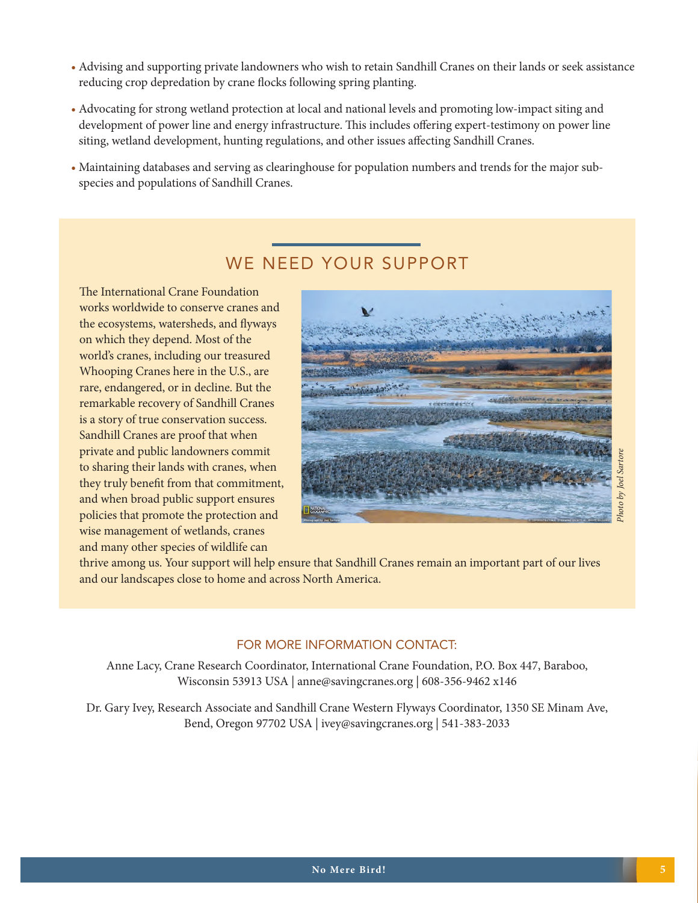- Advising and supporting private landowners who wish to retain Sandhill Cranes on their lands or seek assistance reducing crop depredation by crane flocks following spring planting.
- Advocating for strong wetland protection at local and national levels and promoting low-impact siting and development of power line and energy infrastructure. This includes offering expert-testimony on power line siting, wetland development, hunting regulations, and other issues affecting Sandhill Cranes.
- Maintaining databases and serving as clearinghouse for population numbers and trends for the major sub-species and populations of Sandhill Cranes.

## WE NEED YOUR SUPPORT

The International Crane Foundation works worldwide to conserve cranes and the ecosystems, watersheds, and flyways on which they depend. Most of the world's cranes, including our treasured Whooping Cranes here in the U.S., are rare, endangered, or in decline. But the remarkable recovery of Sandhill Cranes is a story of true conservation success. Sandhill Cranes are proof that when private and public landowners commit to sharing their lands with cranes, when they truly benefit from that commitment, and when broad public support ensures policies that promote the protection and wise management of wetlands, cranes and many other species of wildlife can thrive among us. Your support will help ensure that Sandhill Cranes remain an important part of our lives and our landscapes close to home and across North America.

*Photo by Joel Sartore*

### FOR MORE INFORMATION CONTACT:

Anne Lacy, Crane Research Coordinator, International Crane Foundation, P.O. Box 447, Baraboo, Wisconsin 53913 USA | anne@savingcranes.org | 608-356-9462 x146

Dr. Gary Ivey, Research Associate and Sandhill Crane Western Flyways Coordinator, 1350 SE Minam Ave, Bend, Oregon 97702 USA | ivey@savingcranes.org | 541-383-2033